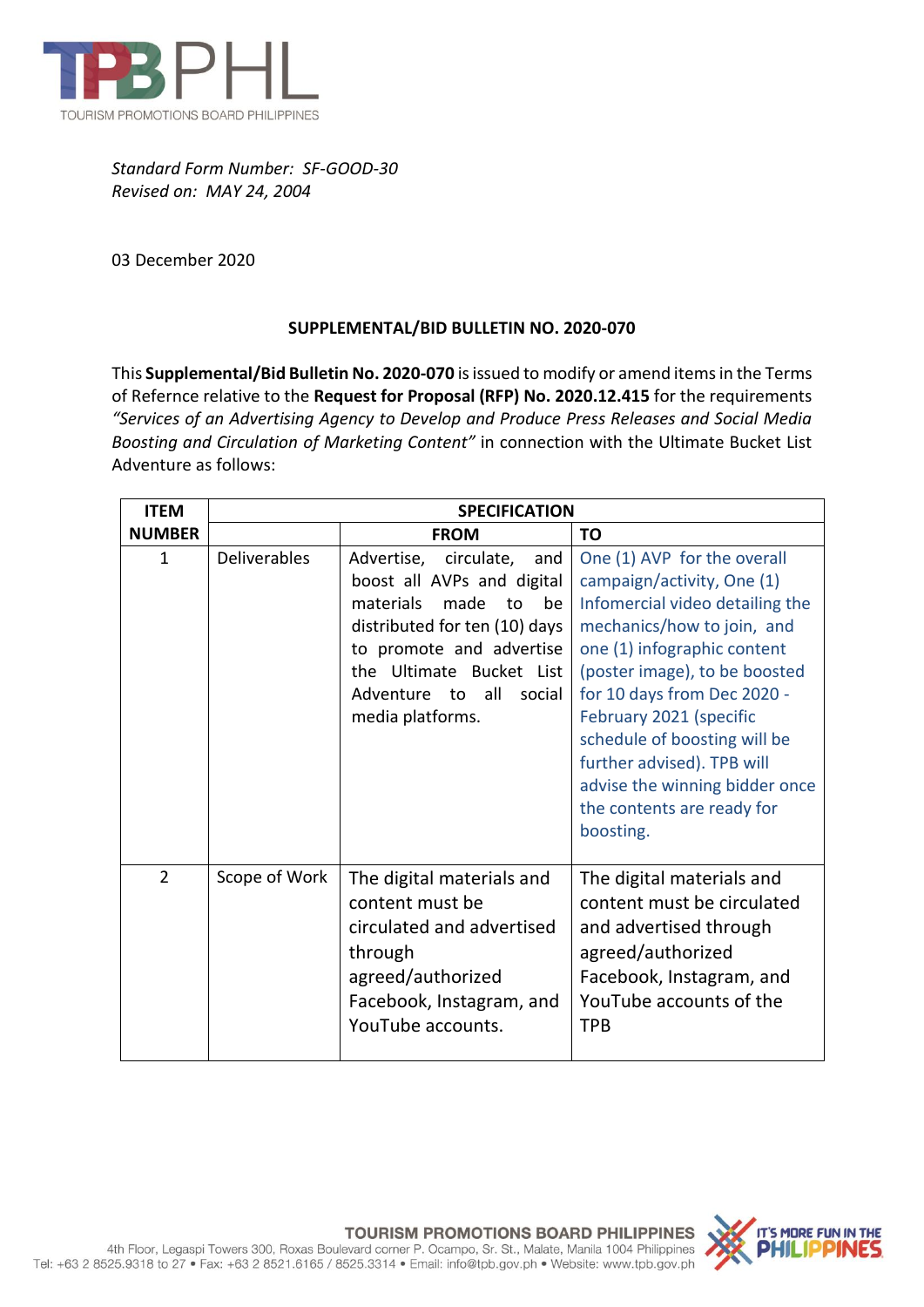*Standard Form Number: SF-GOOD-30*
*Revised on: MAY 24, 2004*

03 December 2020

**SUPPLEMENTAL/BID BULLETIN NO. 2020-070**

This **Supplemental/Bid Bulletin No. 2020-070** is issued to modify or amend items in the Terms of Refernce relative to the **Request for Proposal (RFP) No. 2020.12.415** for the requirements *"Services of an Advertising Agency to Develop and Produce Press Releases and Social Media Boosting and Circulation of Marketing Content"* in connection with the Ultimate Bucket List Adventure as follows:

| ITEM NUMBER | SPECIFICATION | | |
|---|---|---|---|
| | | FROM | TO |
| 1 | Deliverables | Advertise, circulate, and boost all AVPs and digital materials made to be distributed for ten (10) days to promote and advertise the Ultimate Bucket List Adventure to all social media platforms. | One (1) AVP for the overall campaign/activity, One (1) Infomercial video detailing the mechanics/how to join, and one (1) infographic content (poster image), to be boosted for 10 days from Dec 2020 - February 2021 (specific schedule of boosting will be further advised). TPB will advise the winning bidder once the contents are ready for boosting. |
| 2 | Scope of Work | The digital materials and content must be circulated and advertised through agreed/authorized Facebook, Instagram, and YouTube accounts. | The digital materials and content must be circulated and advertised through agreed/authorized Facebook, Instagram, and YouTube accounts of the TPB |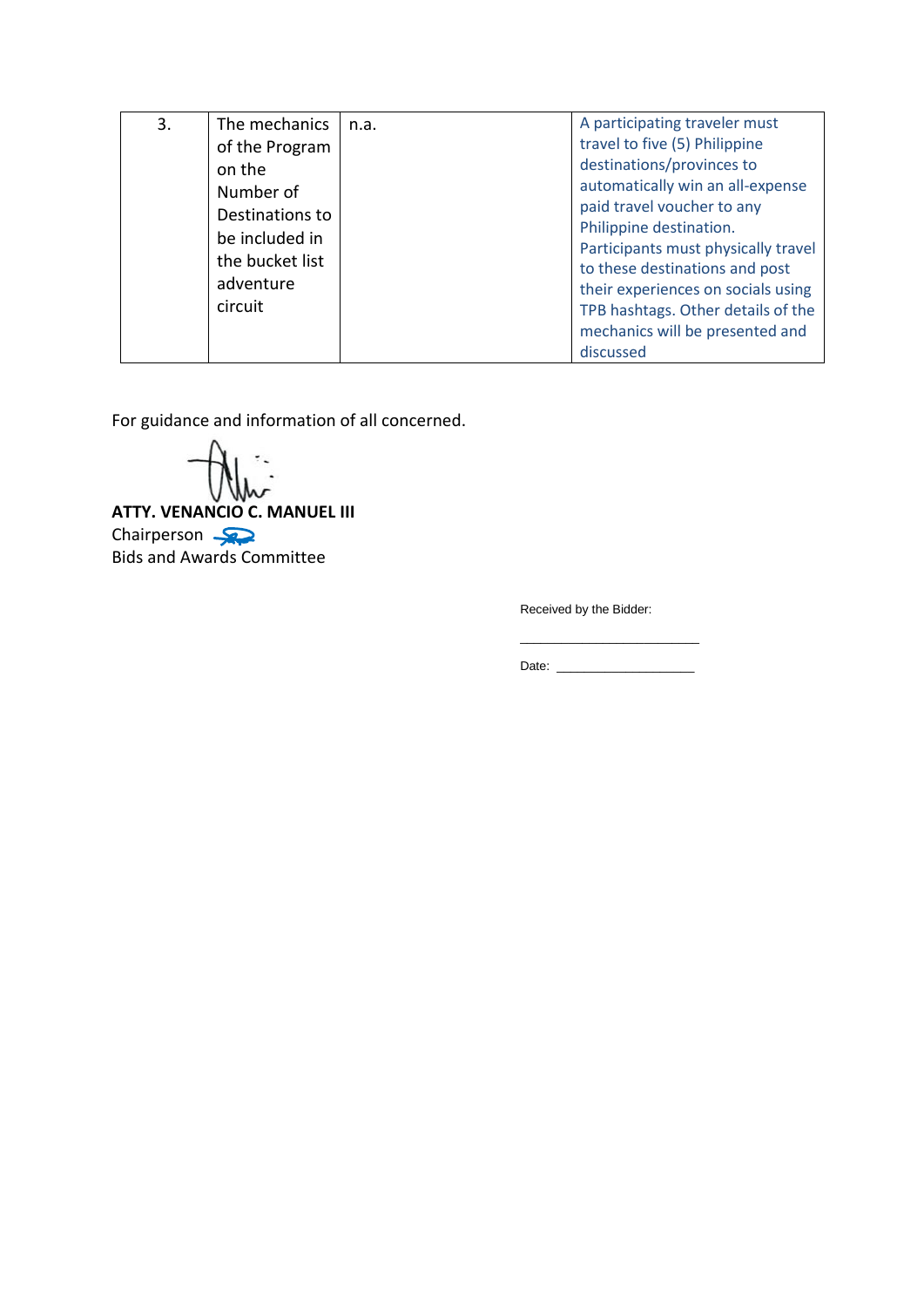| | | | |
|---|---|---|---|
| 3. | The mechanics of the Program on the Number of Destinations to be included in the bucket list adventure circuit | n.a. | A participating traveler must travel to five (5) Philippine destinations/provinces to automatically win an all-expense paid travel voucher to any Philippine destination. Participants must physically travel to these destinations and post their experiences on socials using TPB hashtags. Other details of the mechanics will be presented and discussed |

For guidance and information of all concerned.

**ATTY. VENANCIO C. MANUEL III**
Chairperson
Bids and Awards Committee

Received by the Bidder:

_________________________

Date: ____________________